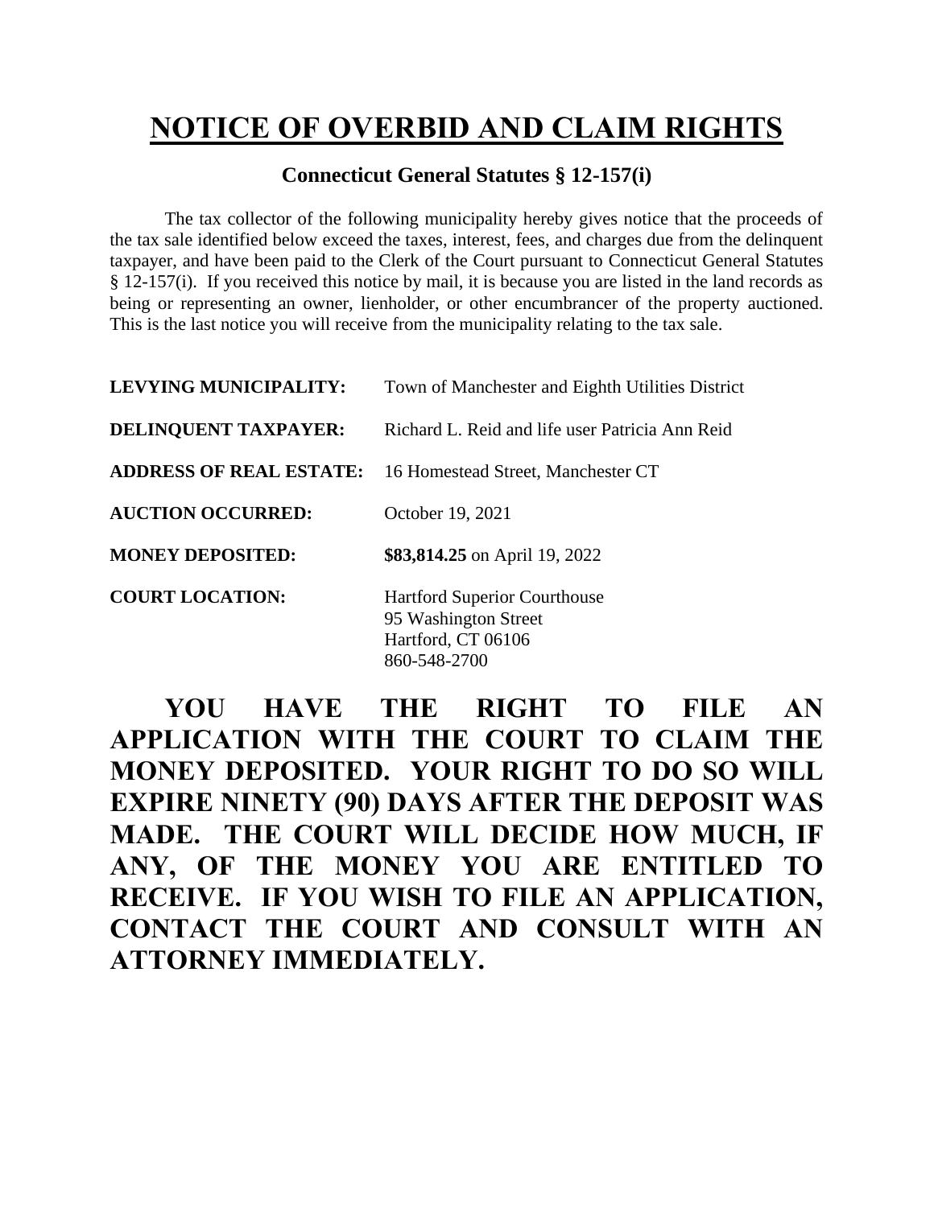# NOTICE OF OVERBID AND CLAIM RIGHTS

### Connecticut General Statutes § 12-157(i)

The tax collector of the following municipality hereby gives notice that the proceeds of the tax sale identified below exceed the taxes, interest, fees, and charges due from the delinquent taxpayer, and have been paid to the Clerk of the Court pursuant to Connecticut General Statutes § 12-157(i). If you received this notice by mail, it is because you are listed in the land records as being or representing an owner, lienholder, or other encumbrancer of the property auctioned. This is the last notice you will receive from the municipality relating to the tax sale.

**LEVYING MUNICIPALITY:** Town of Manchester and Eighth Utilities District

**DELINQUENT TAXPAYER:** Richard L. Reid and life user Patricia Ann Reid

**ADDRESS OF REAL ESTATE:** 16 Homestead Street, Manchester CT

**AUCTION OCCURRED:** October 19, 2021

**MONEY DEPOSITED:** **$83,814.25** on April 19, 2022

**COURT LOCATION:** Hartford Superior Courthouse
95 Washington Street
Hartford, CT 06106
860-548-2700

**YOU HAVE THE RIGHT TO FILE AN APPLICATION WITH THE COURT TO CLAIM THE MONEY DEPOSITED. YOUR RIGHT TO DO SO WILL EXPIRE NINETY (90) DAYS AFTER THE DEPOSIT WAS MADE. THE COURT WILL DECIDE HOW MUCH, IF ANY, OF THE MONEY YOU ARE ENTITLED TO RECEIVE. IF YOU WISH TO FILE AN APPLICATION, CONTACT THE COURT AND CONSULT WITH AN ATTORNEY IMMEDIATELY.**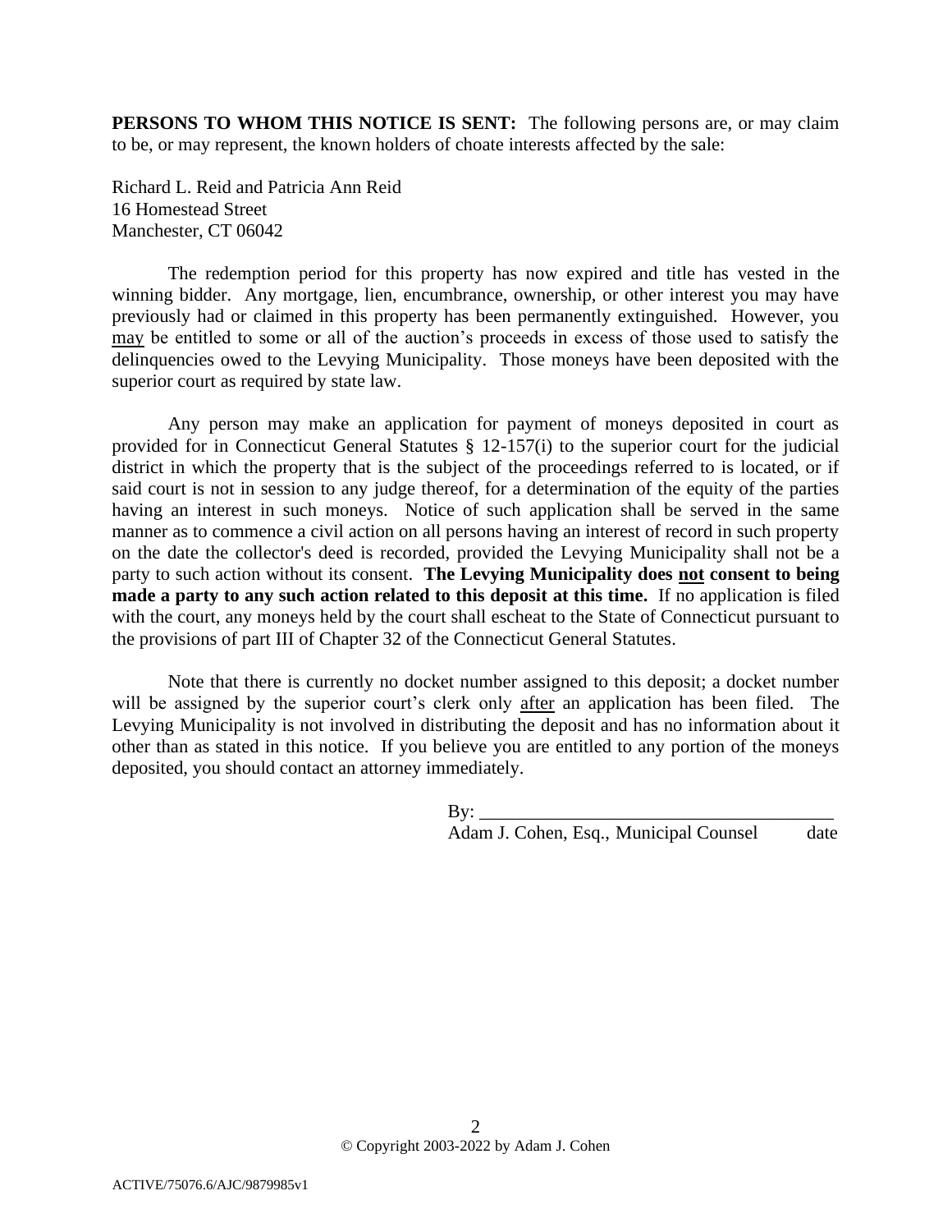**PERSONS TO WHOM THIS NOTICE IS SENT:** The following persons are, or may claim to be, or may represent, the known holders of choate interests affected by the sale:

Richard L. Reid and Patricia Ann Reid
16 Homestead Street
Manchester, CT 06042

The redemption period for this property has now expired and title has vested in the winning bidder. Any mortgage, lien, encumbrance, ownership, or other interest you may have previously had or claimed in this property has been permanently extinguished. However, you may be entitled to some or all of the auction's proceeds in excess of those used to satisfy the delinquencies owed to the Levying Municipality. Those moneys have been deposited with the superior court as required by state law.

Any person may make an application for payment of moneys deposited in court as provided for in Connecticut General Statutes § 12-157(i) to the superior court for the judicial district in which the property that is the subject of the proceedings referred to is located, or if said court is not in session to any judge thereof, for a determination of the equity of the parties having an interest in such moneys. Notice of such application shall be served in the same manner as to commence a civil action on all persons having an interest of record in such property on the date the collector's deed is recorded, provided the Levying Municipality shall not be a party to such action without its consent. **The Levying Municipality does not consent to being made a party to any such action related to this deposit at this time.** If no application is filed with the court, any moneys held by the court shall escheat to the State of Connecticut pursuant to the provisions of part III of Chapter 32 of the Connecticut General Statutes.

Note that there is currently no docket number assigned to this deposit; a docket number will be assigned by the superior court's clerk only after an application has been filed. The Levying Municipality is not involved in distributing the deposit and has no information about it other than as stated in this notice. If you believe you are entitled to any portion of the moneys deposited, you should contact an attorney immediately.

By: ______________________________________
Adam J. Cohen, Esq., Municipal Counsel date

© Copyright 2003-2022 by Adam J. Cohen

ACTIVE/75076.6/AJC/9879985v1